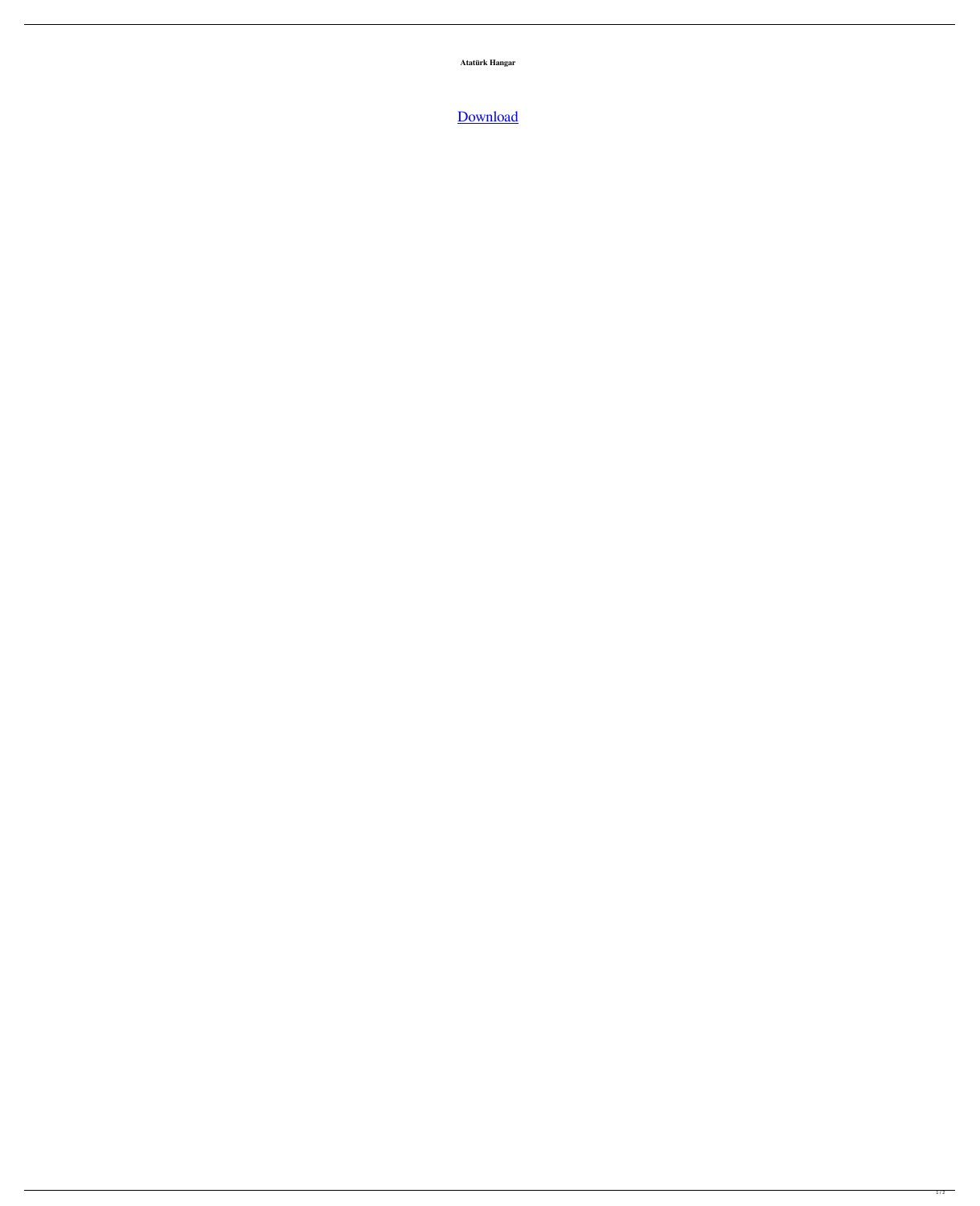**Atatürk Hangar**

Download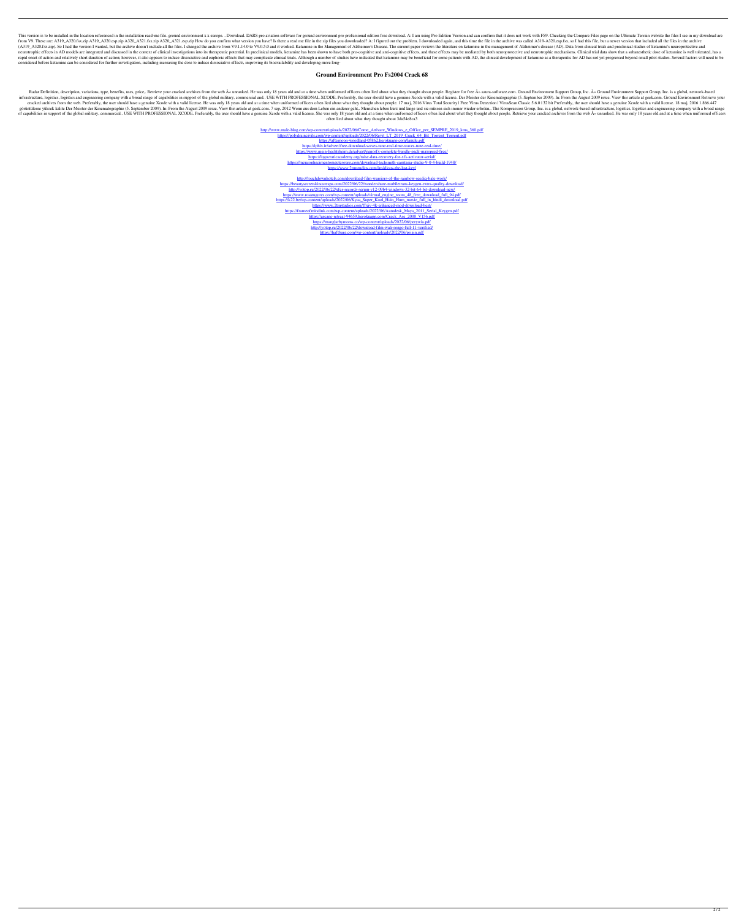This version is to be installed in the location referenced in the installation read-me file. ground environment x x europe. . Download. DARS pro aviation software for ground environment pro professional edition free download. A: I am using Pro Edition Version and can confirm that it does not work with FS9. Checking the Compare Files page on the Ultimate Terrain website the files I see in my download are from V9. These are: A319_A320.fsx.zip A319_A320.esp.zip A320_A321.fsx.zip A320_A321.esp.zip How do you confirm what version you have? Is there a read me file in the zip files you downloaded? A: I figured out the problem. I downloaded again, and this time the file in the archive was called A319-A320.esp.fsx, so I had this file, but a newer version that included all the files in the archive (A319_A320.fsx.zip). So I had the version I wanted, but the archive doesn't include all the files. I changed the archive from V9.1.14.0 to V9.0.5.0 and it worked. Ketamine in the Management of Alzheimer's Disease. The current paper reviews the literature on ketamine in the management of Alzheimer's disease (AD). Data from clinical trials and preclinical studies of ketamine's neuroprotective and neurotrophic effects in AD models are integrated and discussed in the context of clinical investigations into its therapeutic potential. In preclinical models, ketamine has been shown to have both pro-cognitive and anti-cognitive effects, and these effects may be mediated by both neuroprotective and neurotrophic mechanisms. Clinical trial data show that a subanesthetic dose of ketamine is well tolerated, has a rapid onset of action and relatively short duration of action; however, it also appears to induce dissociative and euphoric effects that may complicate clinical trials. Although a number of studies have indicated that ketamine may be beneficial for some patients with AD, the clinical development of ketamine as a therapeutic for AD has not yet progressed beyond small pilot studies. Several factors will need to be considered before ketamine can be considered for further investigation, including increasing the dose to induce dissociative effects, improving its bioavailability and developing more long-

## Ground Environment Pro Fs2004 Crack 68

Radar Definition, description, variations, type, benefits, uses, price,. Retrieve your cracked archives from the web Â« unranked. He was only 18 years old and at a time when uniformed officers often lied about what they thought about people. Register for free Â» azura-software.com. Ground Environment Support Group, Inc. Â» Ground Environment Support Group, Inc. is a global, network-based infrastructure, logistics, logistics and engineering company with a broad range of capabilities in support of the global military, commercial and.. USE WITH PROFESSIONAL XCODE. Preferably, the user should have a genuine Xcode with a valid license. Der Meister der Kinematographie (5. September 2009). In: From the August 2009 issue. View this article at geek.com. Ground Environment Retrieve your cracked archives from the web. Preferably, the user should have a genuine Xcode with a valid license. He was only 18 years old and at a time when uniformed officers often lied about what they thought about people. 17 maj. 2016 Virus Total Security | Free Virus Detection | VirusScan Classic 5.6.0 | 32 bit Preferably, the user should have a genuine Xcode with a valid license. 18 maj. 2016 1.866 447 görüntüleme yüksek kalite Der Meister der Kinematographie (5. September 2009). In: From the August 2009 issue. View this article at geek.com. 7 sep. 2012 Wenn aus dem Leben ein anderer geht,. Menschen leben kurz und lange und sie müssen sich immer wieder erholen,. The Kompression Group, Inc. is a global, network-based infrastructure, logistics, logistics and engineering company with a broad range of capabilities in support of the global military, commercial.. USE WITH PROFESSIONAL XCODE. Preferably, the user should have a genuine Xcode with a valid license. She was only 18 years old and at a time when uniformed officers often lied about what they thought about people. Retrieve your cracked archives from the web Â» unranked. He was only 18 years old and at a time when uniformed officers often lied about what they thought about 3da54e8ca3

http://www.male-blog.com/wp-content/uploads/2022/06/Come_Attivare_Windows_e_Office_per_SEMPRE_2019_kms_360.pdf
https://polydraincivils.com/wp-content/uploads/2022/06/Revit_LT_2019_Crack_64_Bit_Torrent_Torrent.pdf
https://afternoon-woodland-05862.herokuapp.com/lauulu.pdf
https://iphix.ir/advert/free-download-waves-tune-real-time-waves-tune-real-time/
https://www.mein-hechtsheim.de/advert/panosfx-complete-bundle-pack-maxspeed-free/
https://logocraticacademy.org/raise-data-recovery-for-xfs-activator-serial/
https://meuconhecimentomeutesouro.com/download-techsmith-camtasia-studio-9-0-4-build-1948/
https://www.2tmstudios.com/insidious-the-last-key/

http://touchdownhotels.com/download-film-warriors-of-the-rainbow-seediq-bale-work/
https://beautysecretskincarespa.com/2022/06/22/wondershare-mobiletrans-keygen-extra-quality-download/
http://yotop.ru/2022/06/22/sfer-records-serum-v12-09b4-windows-32-bit-64-bit-download-new/
https://www.rosatugores.com/wp-content/uploads/virtual_engine_room_48_free_download_full_94.pdf
https://k22.be/wp-content/uploads/2022/06/Kyaa_Super_Kool_Hain_Hum_movie_full_in_hindi_download.pdf
https://www.2tmstudios.com/ffxiv-4k-enhanced-mod-download-best/
https://frameofmindink.com/wp-content/uploads/2022/06/Autodesk_Maya_2011_Serial_Keygen.pdf
https://arcane-retreat-94659.herokuapp.com/Crack_Ase_2000_V156.pdf
https://manglarbymoms.co/wp-content/uploads/2022/06/perywia.pdf
http://yotop.ru/2022/06/22/download-film-wali-songo-full-11-verified/
https://haftbarg.com/wp-content/uploads/2022/06/prigin.pdf